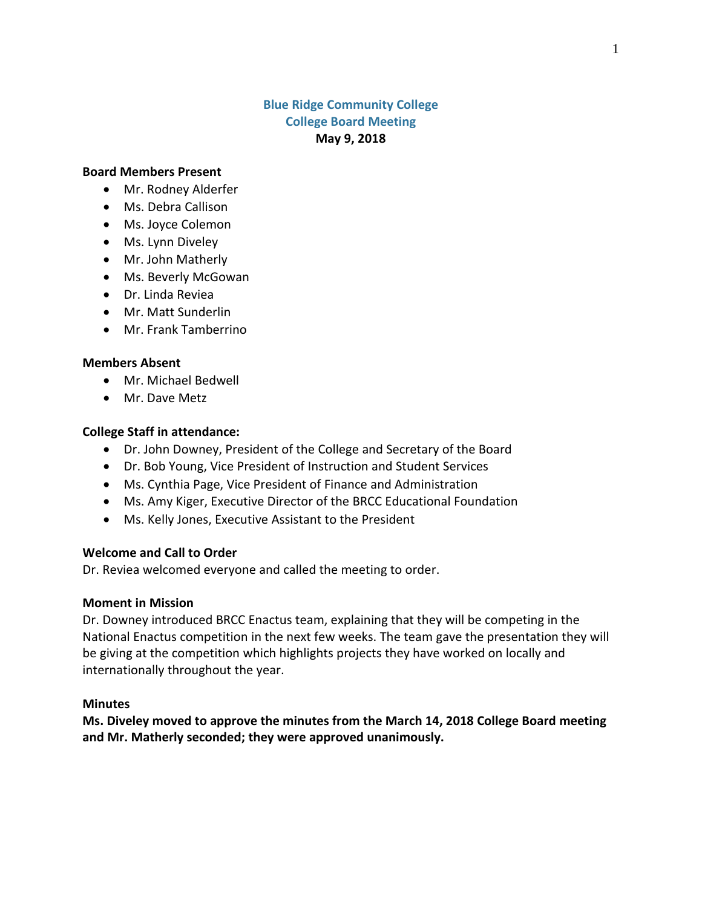# Blue Ridge Community College
## College Board Meeting
**May 9, 2018**

**Board Members Present**

- Mr. Rodney Alderfer
- Ms. Debra Callison
- Ms. Joyce Colemon
- Ms. Lynn Diveley
- Mr. John Matherly
- Ms. Beverly McGowan
- Dr. Linda Reviea
- Mr. Matt Sunderlin
- Mr. Frank Tamberrino

**Members Absent**

- Mr. Michael Bedwell
- Mr. Dave Metz

**College Staff in attendance:**

- Dr. John Downey, President of the College and Secretary of the Board
- Dr. Bob Young, Vice President of Instruction and Student Services
- Ms. Cynthia Page, Vice President of Finance and Administration
- Ms. Amy Kiger, Executive Director of the BRCC Educational Foundation
- Ms. Kelly Jones, Executive Assistant to the President

**Welcome and Call to Order**

Dr. Reviea welcomed everyone and called the meeting to order.

**Moment in Mission**

Dr. Downey introduced BRCC Enactus team, explaining that they will be competing in the National Enactus competition in the next few weeks. The team gave the presentation they will be giving at the competition which highlights projects they have worked on locally and internationally throughout the year.

**Minutes**

**Ms. Diveley moved to approve the minutes from the March 14, 2018 College Board meeting and Mr. Matherly seconded; they were approved unanimously.**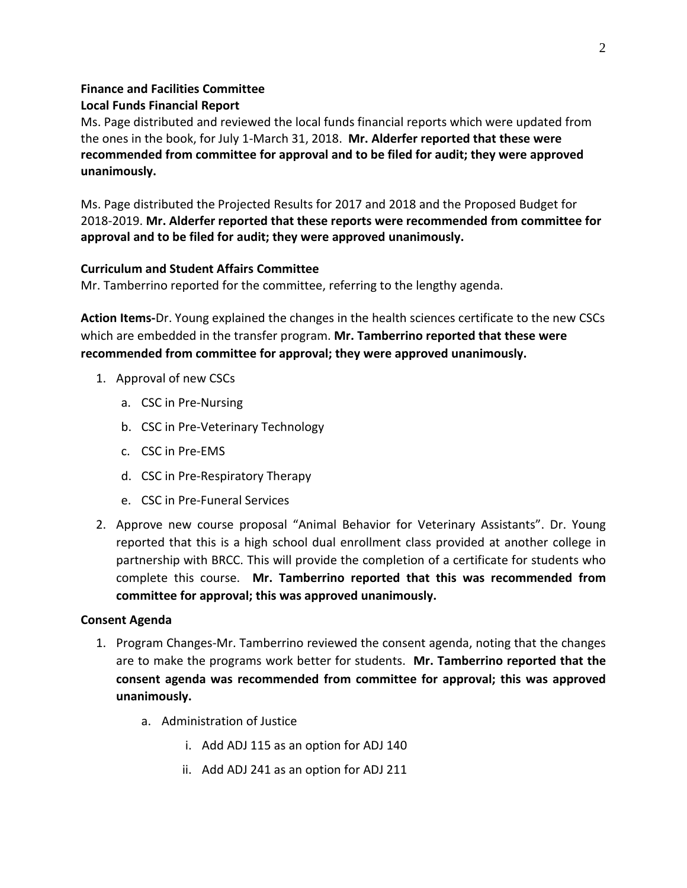**Finance and Facilities Committee**
**Local Funds Financial Report**

Ms. Page distributed and reviewed the local funds financial reports which were updated from the ones in the book, for July 1-March 31, 2018. **Mr. Alderfer reported that these were recommended from committee for approval and to be filed for audit; they were approved unanimously.**

Ms. Page distributed the Projected Results for 2017 and 2018 and the Proposed Budget for 2018-2019. **Mr. Alderfer reported that these reports were recommended from committee for approval and to be filed for audit; they were approved unanimously.**

**Curriculum and Student Affairs Committee**

Mr. Tamberrino reported for the committee, referring to the lengthy agenda.

**Action Items-**Dr. Young explained the changes in the health sciences certificate to the new CSCs which are embedded in the transfer program. **Mr. Tamberrino reported that these were recommended from committee for approval; they were approved unanimously.**

1. Approval of new CSCs
   a. CSC in Pre-Nursing
   b. CSC in Pre-Veterinary Technology
   c. CSC in Pre-EMS
   d. CSC in Pre-Respiratory Therapy
   e. CSC in Pre-Funeral Services
2. Approve new course proposal "Animal Behavior for Veterinary Assistants". Dr. Young reported that this is a high school dual enrollment class provided at another college in partnership with BRCC. This will provide the completion of a certificate for students who complete this course. **Mr. Tamberrino reported that this was recommended from committee for approval; this was approved unanimously.**

**Consent Agenda**

1. Program Changes-Mr. Tamberrino reviewed the consent agenda, noting that the changes are to make the programs work better for students. **Mr. Tamberrino reported that the consent agenda was recommended from committee for approval; this was approved unanimously.**
   a. Administration of Justice
      i. Add ADJ 115 as an option for ADJ 140
      ii. Add ADJ 241 as an option for ADJ 211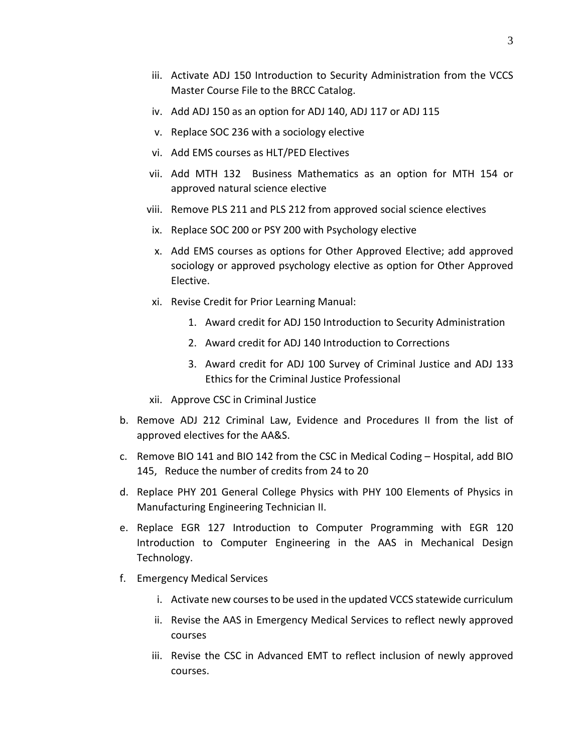iii. Activate ADJ 150 Introduction to Security Administration from the VCCS Master Course File to the BRCC Catalog.
   iv. Add ADJ 150 as an option for ADJ 140, ADJ 117 or ADJ 115
   v. Replace SOC 236 with a sociology elective
   vi. Add EMS courses as HLT/PED Electives
   vii. Add MTH 132 Business Mathematics as an option for MTH 154 or approved natural science elective
   viii. Remove PLS 211 and PLS 212 from approved social science electives
   ix. Replace SOC 200 or PSY 200 with Psychology elective
   x. Add EMS courses as options for Other Approved Elective; add approved sociology or approved psychology elective as option for Other Approved Elective.
   xi. Revise Credit for Prior Learning Manual:
      1. Award credit for ADJ 150 Introduction to Security Administration
      2. Award credit for ADJ 140 Introduction to Corrections
      3. Award credit for ADJ 100 Survey of Criminal Justice and ADJ 133 Ethics for the Criminal Justice Professional
   xii. Approve CSC in Criminal Justice

b. Remove ADJ 212 Criminal Law, Evidence and Procedures II from the list of approved electives for the AA&S.

c. Remove BIO 141 and BIO 142 from the CSC in Medical Coding – Hospital, add BIO 145, Reduce the number of credits from 24 to 20

d. Replace PHY 201 General College Physics with PHY 100 Elements of Physics in Manufacturing Engineering Technician II.

e. Replace EGR 127 Introduction to Computer Programming with EGR 120 Introduction to Computer Engineering in the AAS in Mechanical Design Technology.

f. Emergency Medical Services
   i. Activate new courses to be used in the updated VCCS statewide curriculum
   ii. Revise the AAS in Emergency Medical Services to reflect newly approved courses
   iii. Revise the CSC in Advanced EMT to reflect inclusion of newly approved courses.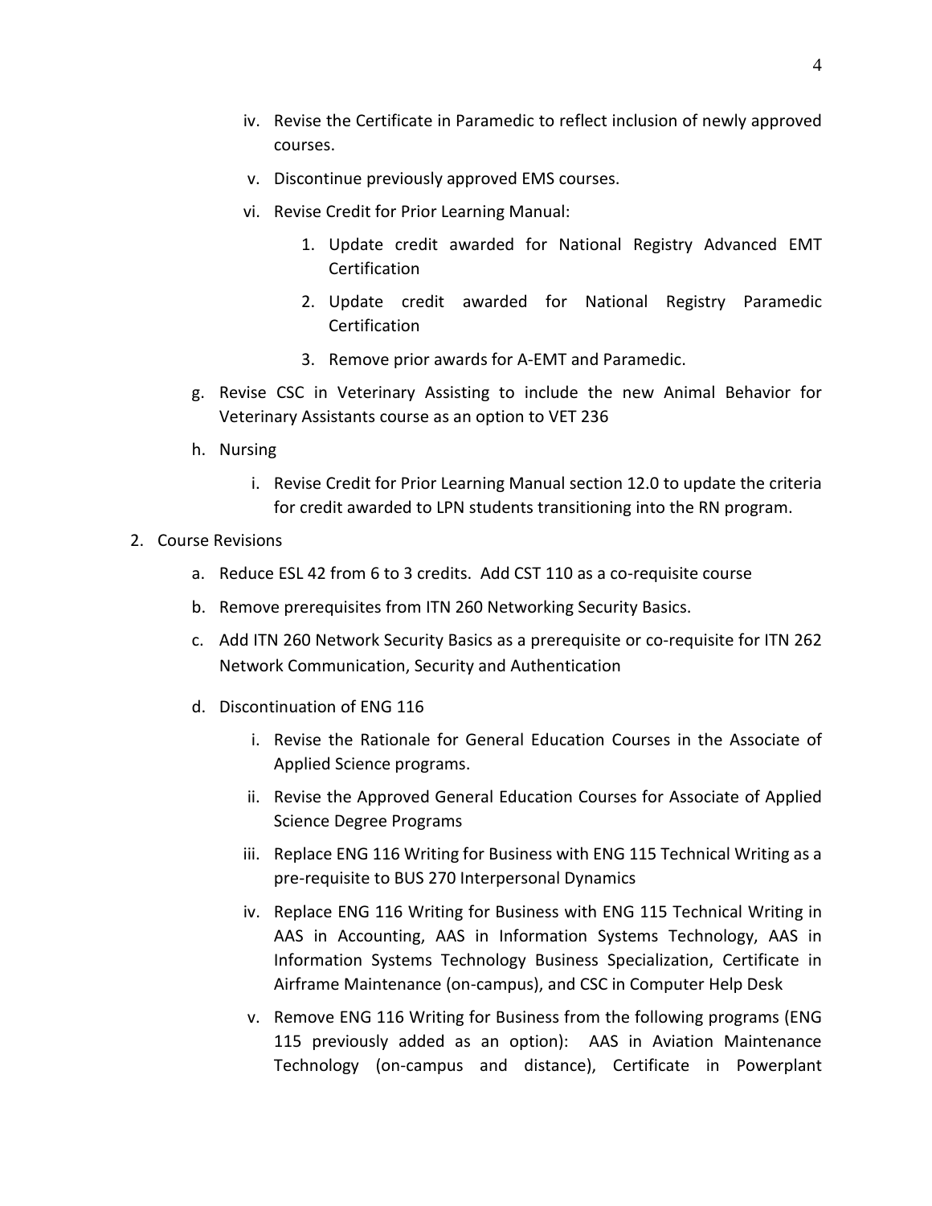iv. Revise the Certificate in Paramedic to reflect inclusion of newly approved courses.

v. Discontinue previously approved EMS courses.

vi. Revise Credit for Prior Learning Manual:

   1. Update credit awarded for National Registry Advanced EMT Certification
   2. Update credit awarded for National Registry Paramedic Certification
   3. Remove prior awards for A-EMT and Paramedic.

g. Revise CSC in Veterinary Assisting to include the new Animal Behavior for Veterinary Assistants course as an option to VET 236

h. Nursing

   i. Revise Credit for Prior Learning Manual section 12.0 to update the criteria for credit awarded to LPN students transitioning into the RN program.

2. Course Revisions

   a. Reduce ESL 42 from 6 to 3 credits. Add CST 110 as a co-requisite course

   b. Remove prerequisites from ITN 260 Networking Security Basics.

   c. Add ITN 260 Network Security Basics as a prerequisite or co-requisite for ITN 262 Network Communication, Security and Authentication

   d. Discontinuation of ENG 116

      i. Revise the Rationale for General Education Courses in the Associate of Applied Science programs.

      ii. Revise the Approved General Education Courses for Associate of Applied Science Degree Programs

      iii. Replace ENG 116 Writing for Business with ENG 115 Technical Writing as a pre-requisite to BUS 270 Interpersonal Dynamics

      iv. Replace ENG 116 Writing for Business with ENG 115 Technical Writing in AAS in Accounting, AAS in Information Systems Technology, AAS in Information Systems Technology Business Specialization, Certificate in Airframe Maintenance (on-campus), and CSC in Computer Help Desk

      v. Remove ENG 116 Writing for Business from the following programs (ENG 115 previously added as an option): AAS in Aviation Maintenance Technology (on-campus and distance), Certificate in Powerplant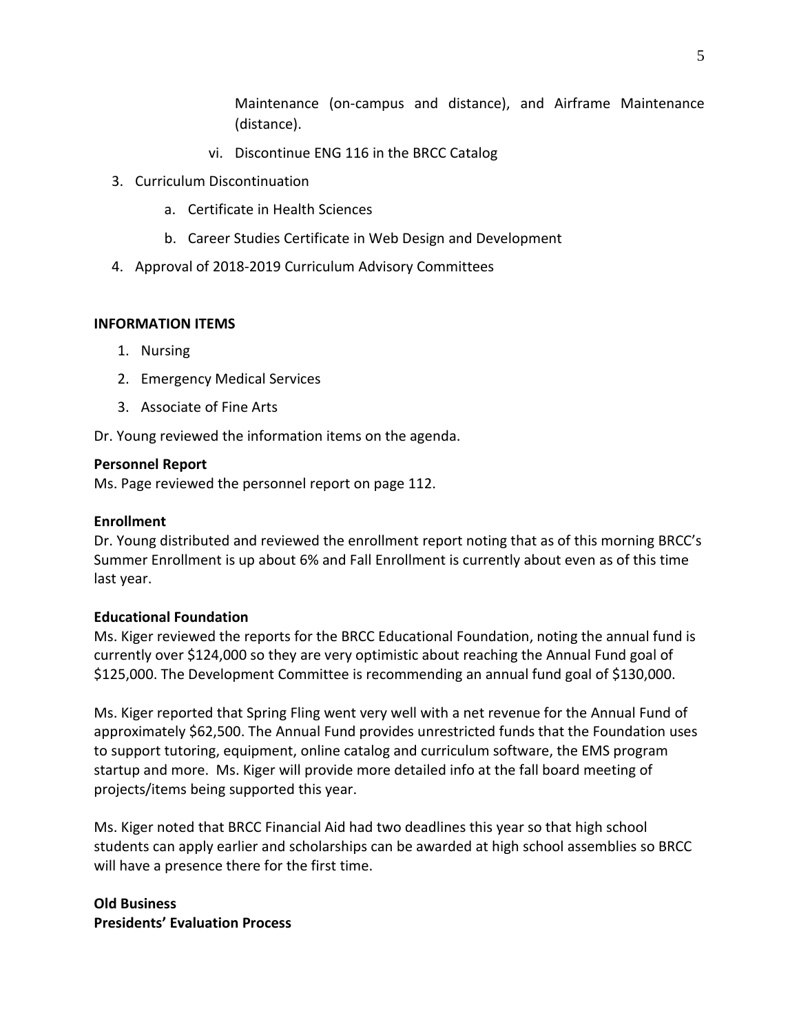Maintenance (on-campus and distance), and Airframe Maintenance (distance).

vi. Discontinue ENG 116 in the BRCC Catalog

3. Curriculum Discontinuation
    a. Certificate in Health Sciences
    b. Career Studies Certificate in Web Design and Development
4. Approval of 2018-2019 Curriculum Advisory Committees

**INFORMATION ITEMS**

1. Nursing
2. Emergency Medical Services
3. Associate of Fine Arts

Dr. Young reviewed the information items on the agenda.

**Personnel Report**

Ms. Page reviewed the personnel report on page 112.

**Enrollment**

Dr. Young distributed and reviewed the enrollment report noting that as of this morning BRCC's Summer Enrollment is up about 6% and Fall Enrollment is currently about even as of this time last year.

**Educational Foundation**

Ms. Kiger reviewed the reports for the BRCC Educational Foundation, noting the annual fund is currently over $124,000 so they are very optimistic about reaching the Annual Fund goal of $125,000. The Development Committee is recommending an annual fund goal of $130,000.

Ms. Kiger reported that Spring Fling went very well with a net revenue for the Annual Fund of approximately $62,500. The Annual Fund provides unrestricted funds that the Foundation uses to support tutoring, equipment, online catalog and curriculum software, the EMS program startup and more. Ms. Kiger will provide more detailed info at the fall board meeting of projects/items being supported this year.

Ms. Kiger noted that BRCC Financial Aid had two deadlines this year so that high school students can apply earlier and scholarships can be awarded at high school assemblies so BRCC will have a presence there for the first time.

**Old Business**

**Presidents' Evaluation Process**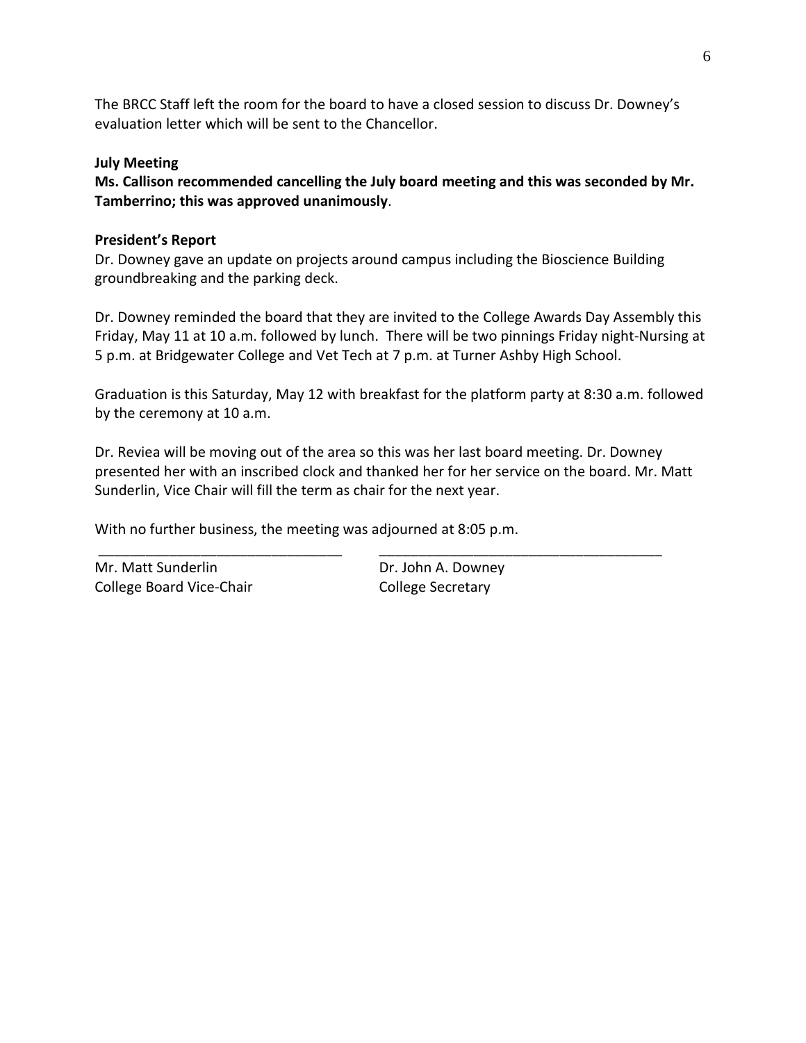The BRCC Staff left the room for the board to have a closed session to discuss Dr. Downey's evaluation letter which will be sent to the Chancellor.

**July Meeting**

**Ms. Callison recommended cancelling the July board meeting and this was seconded by Mr. Tamberrino; this was approved unanimously**.

**President's Report**

Dr. Downey gave an update on projects around campus including the Bioscience Building groundbreaking and the parking deck.

Dr. Downey reminded the board that they are invited to the College Awards Day Assembly this Friday, May 11 at 10 a.m. followed by lunch. There will be two pinnings Friday night-Nursing at 5 p.m. at Bridgewater College and Vet Tech at 7 p.m. at Turner Ashby High School.

Graduation is this Saturday, May 12 with breakfast for the platform party at 8:30 a.m. followed by the ceremony at 10 a.m.

Dr. Reviea will be moving out of the area so this was her last board meeting. Dr. Downey presented her with an inscribed clock and thanked her for her service on the board. Mr. Matt Sunderlin, Vice Chair will fill the term as chair for the next year.

With no further business, the meeting was adjourned at 8:05 p.m.

| | |
|---|---|
| \_\_\_\_\_\_\_\_\_\_\_\_\_\_\_\_\_\_\_\_\_\_\_\_\_\_\_\_\_\_ | \_\_\_\_\_\_\_\_\_\_\_\_\_\_\_\_\_\_\_\_\_\_\_\_\_\_\_\_\_\_\_\_\_\_\_ |
| Mr. Matt Sunderlin | Dr. John A. Downey |
| College Board Vice-Chair | College Secretary |